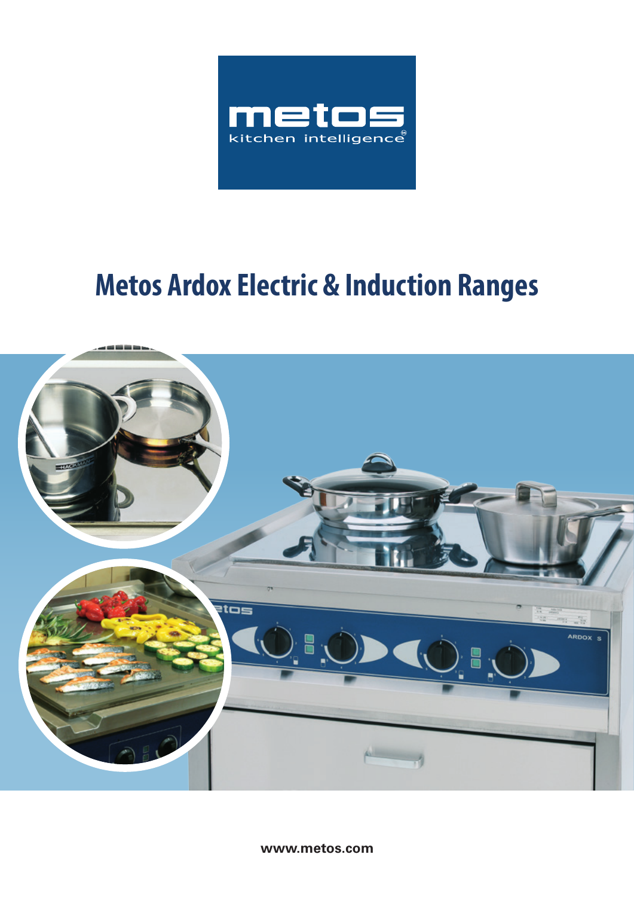metos

kitchen intelligence

# Metos Ardox Electric & Induction Ranges

www.metos.com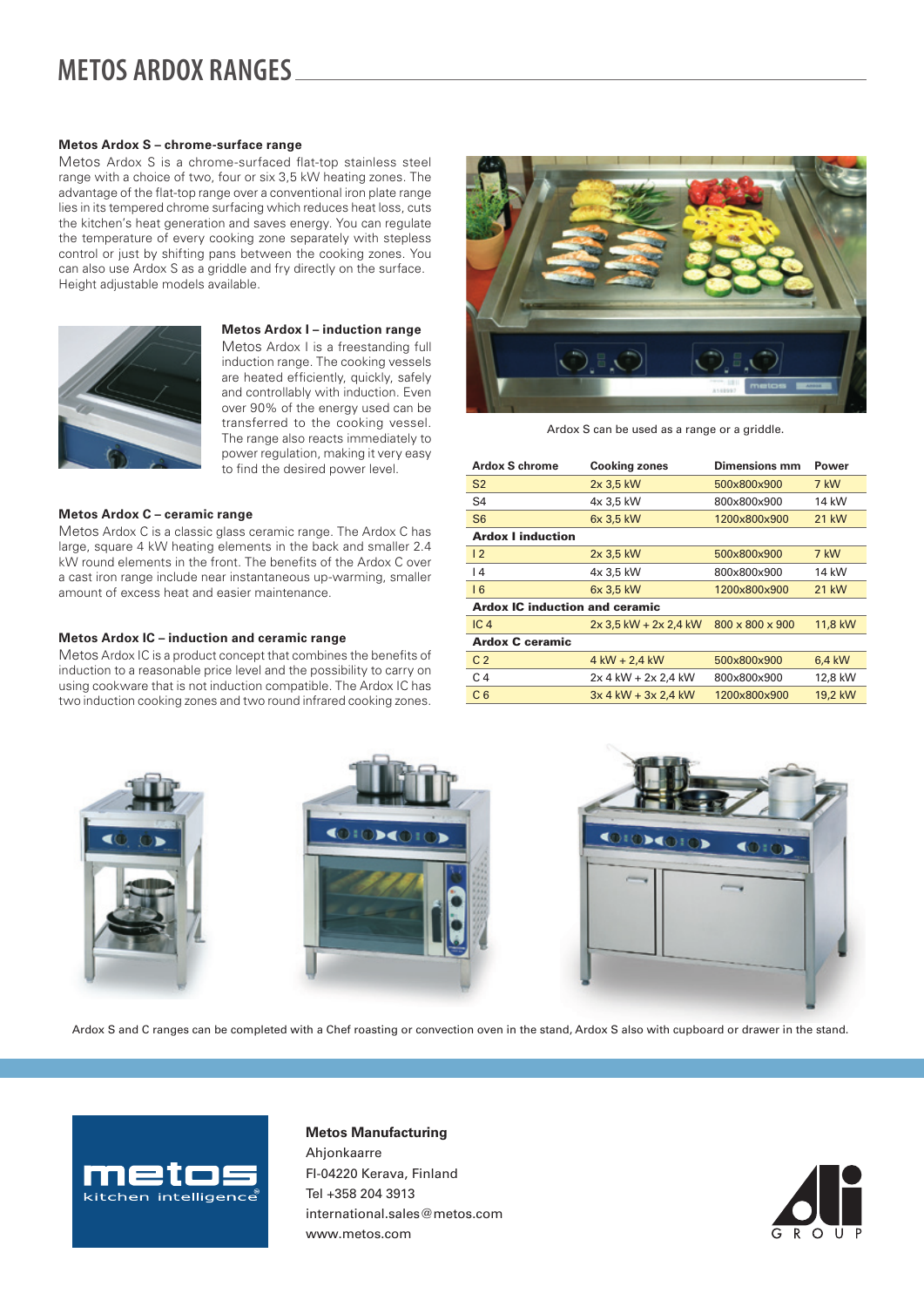# METOS ARDOX RANGES

**Metos Ardox S – chrome-surface range**

Metos Ardox S is a chrome-surfaced flat-top stainless steel range with a choice of two, four or six 3,5 kW heating zones. The advantage of the flat-top range over a conventional iron plate range lies in its tempered chrome surfacing which reduces heat loss, cuts the kitchen's heat generation and saves energy. You can regulate the temperature of every cooking zone separately with stepless control or just by shifting pans between the cooking zones. You can also use Ardox S as a griddle and fry directly on the surface. Height adjustable models available.

**Metos Ardox I – induction range**

Metos Ardox I is a freestanding full induction range. The cooking vessels are heated efficiently, quickly, safely and controllably with induction. Even over 90% of the energy used can be transferred to the cooking vessel. The range also reacts immediately to power regulation, making it very easy to find the desired power level.

**Metos Ardox C – ceramic range**

Metos Ardox C is a classic glass ceramic range. The Ardox C has large, square 4 kW heating elements in the back and smaller 2.4 kW round elements in the front. The benefits of the Ardox C over a cast iron range include near instantaneous up-warming, smaller amount of excess heat and easier maintenance.

**Metos Ardox IC – induction and ceramic range**

Metos Ardox IC is a product concept that combines the benefits of induction to a reasonable price level and the possibility to carry on using cookware that is not induction compatible. The Ardox IC has two induction cooking zones and two round infrared cooking zones.

Ardox S can be used as a range or a griddle.

| Ardox S chrome | Cooking zones | Dimensions mm | Power |
|---|---|---|---|
| S2 | 2x 3,5 kW | 500x800x900 | 7 kW |
| S4 | 4x 3,5 kW | 800x800x900 | 14 kW |
| S6 | 6x 3,5 kW | 1200x800x900 | 21 kW |
| **Ardox I induction** | | | |
| I 2 | 2x 3,5 kW | 500x800x900 | 7 kW |
| I 4 | 4x 3,5 kW | 800x800x900 | 14 kW |
| I 6 | 6x 3,5 kW | 1200x800x900 | 21 kW |
| **Ardox IC induction and ceramic** | | | |
| IC 4 | 2x 3,5 kW + 2x 2,4 kW | 800 x 800 x 900 | 11,8 kW |
| **Ardox C ceramic** | | | |
| C 2 | 4 kW + 2,4 kW | 500x800x900 | 6,4 kW |
| C 4 | 2x 4 kW + 2x 2,4 kW | 800x800x900 | 12,8 kW |
| C 6 | 3x 4 kW + 3x 2,4 kW | 1200x800x900 | 19,2 kW |

Ardox S and C ranges can be completed with a Chef roasting or convection oven in the stand, Ardox S also with cupboard or drawer in the stand.

metos kitchen intelligence

**Metos Manufacturing**
Ahjonkaarre
FI-04220 Kerava, Finland
Tel +358 204 3913
international.sales@metos.com
www.metos.com

GROUP